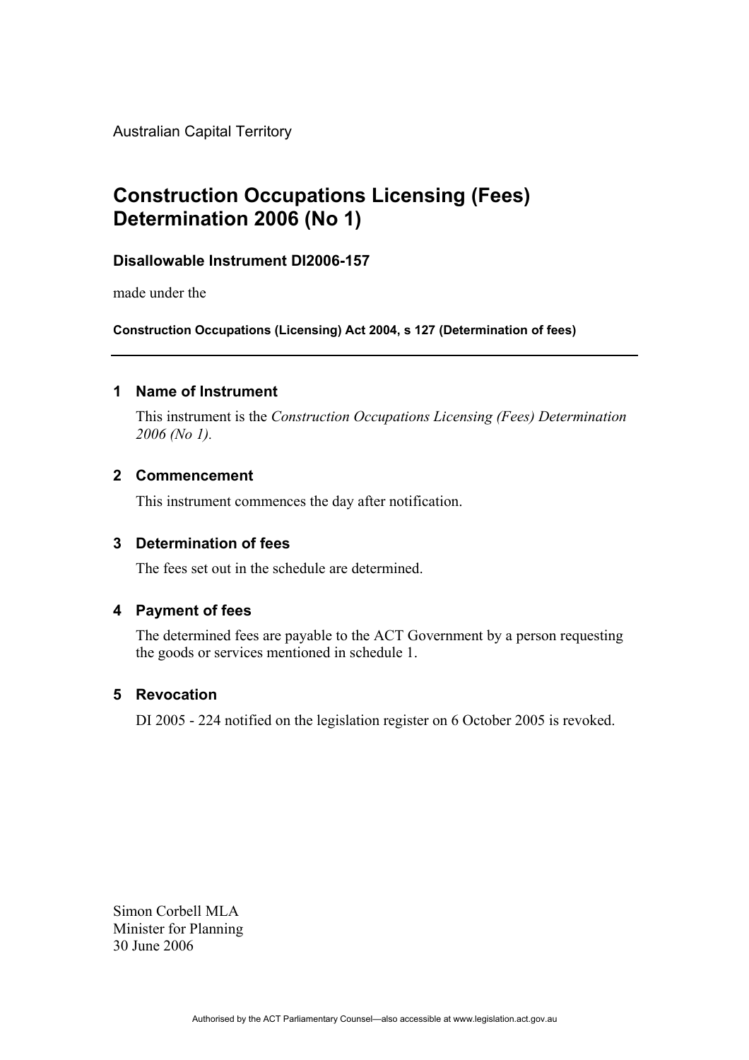Australian Capital Territory

# Construction Occupations Licensing (Fees) Determination 2006 (No 1)

### Disallowable Instrument DI2006-157

made under the

**Construction Occupations (Licensing) Act 2004, s 127 (Determination of fees)**

---

## 1 Name of Instrument

This instrument is the *Construction Occupations Licensing (Fees) Determination 2006 (No 1).*

## 2 Commencement

This instrument commences the day after notification.

## 3 Determination of fees

The fees set out in the schedule are determined.

## 4 Payment of fees

The determined fees are payable to the ACT Government by a person requesting the goods or services mentioned in schedule 1.

## 5 Revocation

DI 2005 - 224 notified on the legislation register on 6 October 2005 is revoked.

Simon Corbell MLA
Minister for Planning
30 June 2006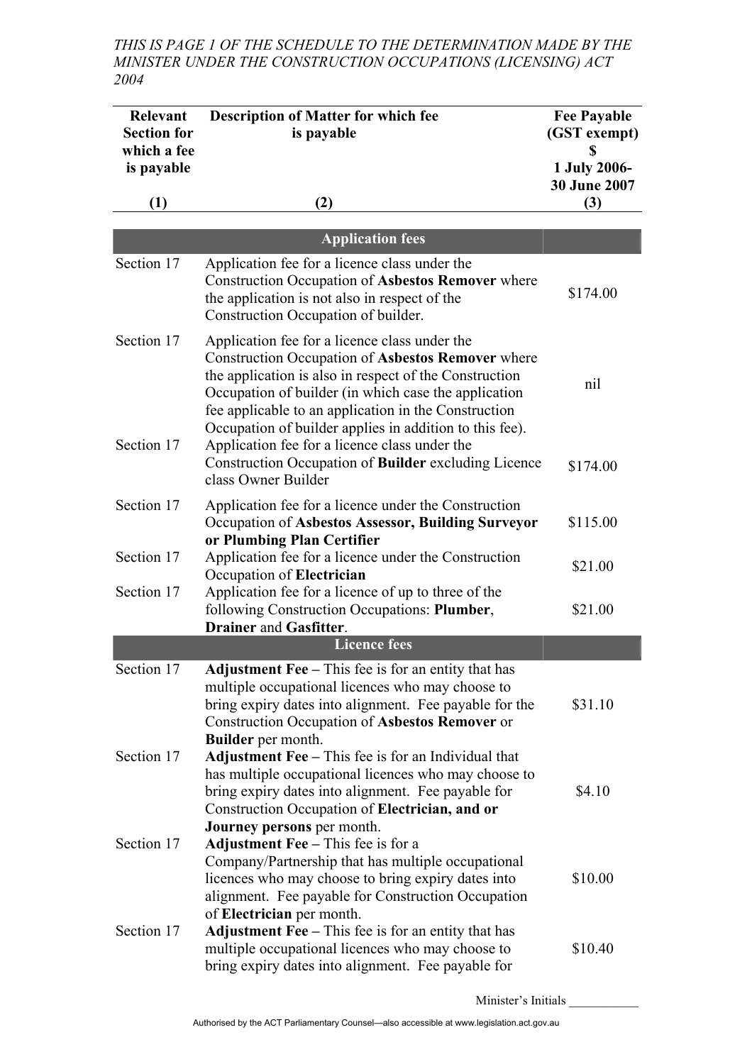*THIS IS PAGE 1 OF THE SCHEDULE TO THE DETERMINATION MADE BY THE MINISTER UNDER THE CONSTRUCTION OCCUPATIONS (LICENSING) ACT 2004*

| Relevant Section for which a fee is payable | Description of Matter for which fee is payable | Fee Payable (GST exempt) $ 1 July 2006- 30 June 2007 |
|---|---|---|
| (1) | (2) | (3) |
| | **Application fees** | |
| Section 17 | Application fee for a licence class under the Construction Occupation of **Asbestos Remover** where the application is not also in respect of the Construction Occupation of builder. | $174.00 |
| Section 17 | Application fee for a licence class under the Construction Occupation of **Asbestos Remover** where the application is also in respect of the Construction Occupation of builder (in which case the application fee applicable to an application in the Construction Occupation of builder applies in addition to this fee). | nil |
| Section 17 | Application fee for a licence class under the Construction Occupation of **Builder** excluding Licence class Owner Builder | $174.00 |
| Section 17 | Application fee for a licence under the Construction Occupation of **Asbestos Assessor, Building Surveyor or Plumbing Plan Certifier** | $115.00 |
| Section 17 | Application fee for a licence under the Construction Occupation of **Electrician** | $21.00 |
| Section 17 | Application fee for a licence of up to three of the following Construction Occupations: **Plumber**, **Drainer** and **Gasfitter**. | $21.00 |
| | **Licence fees** | |
| Section 17 | **Adjustment Fee –** This fee is for an entity that has multiple occupational licences who may choose to bring expiry dates into alignment. Fee payable for the Construction Occupation of **Asbestos Remover** or **Builder** per month. | $31.10 |
| Section 17 | **Adjustment Fee –** This fee is for an Individual that has multiple occupational licences who may choose to bring expiry dates into alignment. Fee payable for Construction Occupation of **Electrician, and or Journey persons** per month. | $4.10 |
| Section 17 | **Adjustment Fee –** This fee is for a Company/Partnership that has multiple occupational licences who may choose to bring expiry dates into alignment. Fee payable for Construction Occupation of **Electrician** per month. | $10.00 |
| Section 17 | **Adjustment Fee –** This fee is for an entity that has multiple occupational licences who may choose to bring expiry dates into alignment. Fee payable for | $10.40 |

Minister's Initials ___________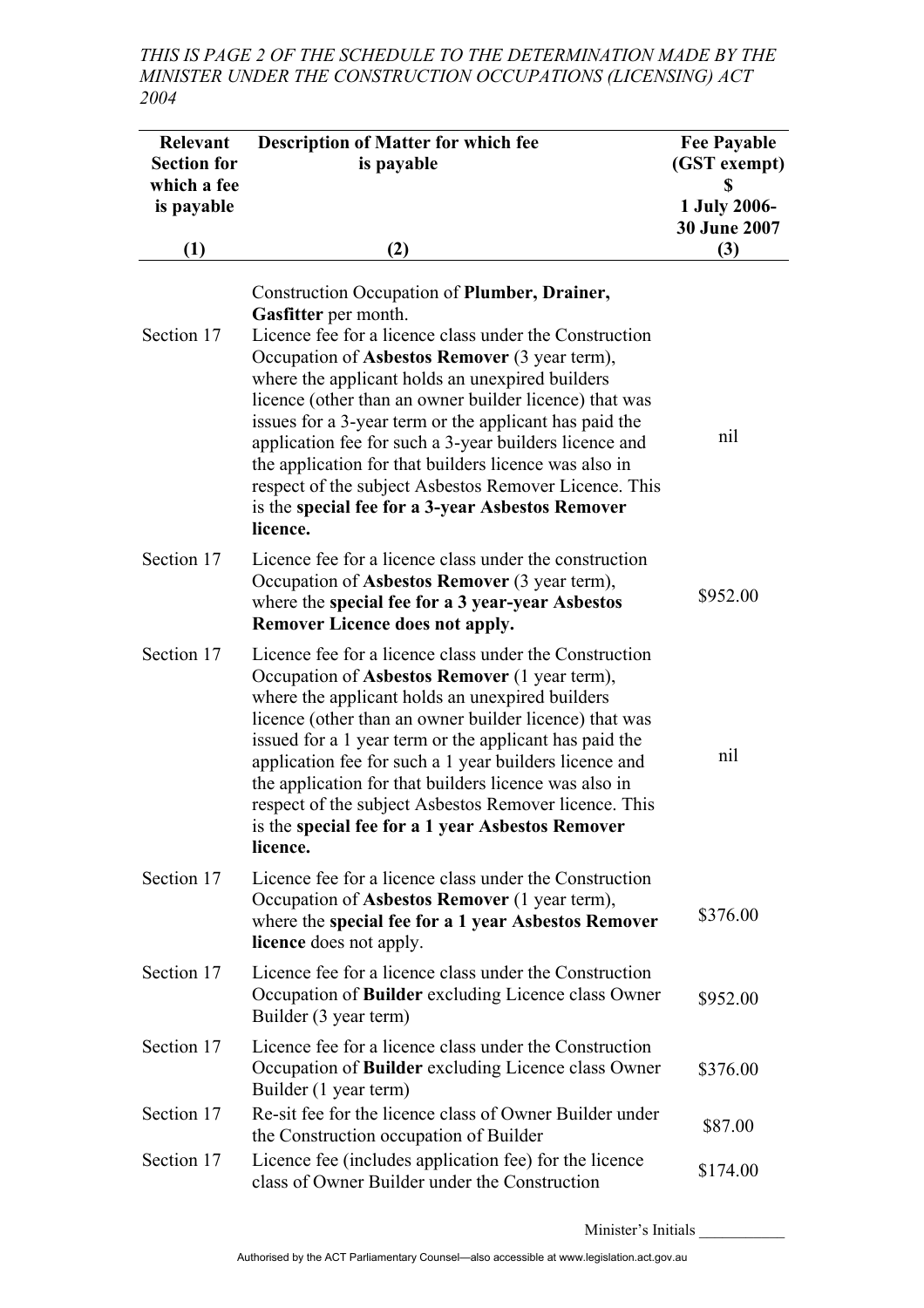*THIS IS PAGE 2 OF THE SCHEDULE TO THE DETERMINATION MADE BY THE MINISTER UNDER THE CONSTRUCTION OCCUPATIONS (LICENSING) ACT 2004*

| Relevant Section for which a fee is payable (1) | Description of Matter for which fee is payable (2) | Fee Payable (GST exempt) $ 1 July 2006- 30 June 2007 (3) |
|---|---|---|
| | Construction Occupation of **Plumber, Drainer, Gasfitter** per month. | |
| Section 17 | Licence fee for a licence class under the Construction Occupation of **Asbestos Remover** (3 year term), where the applicant holds an unexpired builders licence (other than an owner builder licence) that was issues for a 3-year term or the applicant has paid the application fee for such a 3-year builders licence and the application for that builders licence was also in respect of the subject Asbestos Remover Licence. This is the **special fee for a 3-year Asbestos Remover licence.** | nil |
| Section 17 | Licence fee for a licence class under the construction Occupation of **Asbestos Remover** (3 year term), where the **special fee for a 3 year-year Asbestos Remover Licence does not apply.** | $952.00 |
| Section 17 | Licence fee for a licence class under the Construction Occupation of **Asbestos Remover** (1 year term), where the applicant holds an unexpired builders licence (other than an owner builder licence) that was issued for a 1 year term or the applicant has paid the application fee for such a 1 year builders licence and the application for that builders licence was also in respect of the subject Asbestos Remover licence. This is the **special fee for a 1 year Asbestos Remover licence.** | nil |
| Section 17 | Licence fee for a licence class under the Construction Occupation of **Asbestos Remover** (1 year term), where the **special fee for a 1 year Asbestos Remover licence** does not apply. | $376.00 |
| Section 17 | Licence fee for a licence class under the Construction Occupation of **Builder** excluding Licence class Owner Builder (3 year term) | $952.00 |
| Section 17 | Licence fee for a licence class under the Construction Occupation of **Builder** excluding Licence class Owner Builder (1 year term) | $376.00 |
| Section 17 | Re-sit fee for the licence class of Owner Builder under the Construction occupation of Builder | $87.00 |
| Section 17 | Licence fee (includes application fee) for the licence class of Owner Builder under the Construction | $174.00 |

Minister's Initials ___________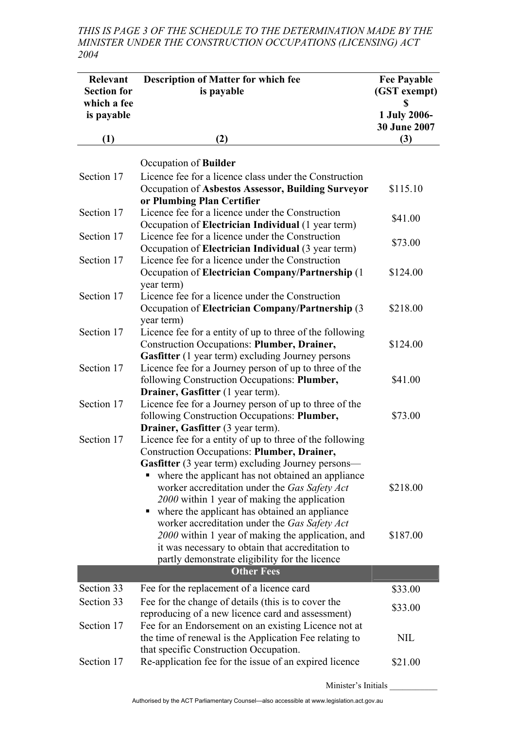*THIS IS PAGE 3 OF THE SCHEDULE TO THE DETERMINATION MADE BY THE MINISTER UNDER THE CONSTRUCTION OCCUPATIONS (LICENSING) ACT 2004*

| Relevant Section for which a fee is payable | Description of Matter for which fee is payable | Fee Payable (GST exempt) $ 1 July 2006-30 June 2007 |
|---|---|---|
| (1) | (2) | (3) |
| | Occupation of **Builder** | |
| Section 17 | Licence fee for a licence class under the Construction Occupation of **Asbestos Assessor, Building Surveyor or Plumbing Plan Certifier** | $115.10 |
| Section 17 | Licence fee for a licence under the Construction Occupation of **Electrician Individual** (1 year term) | $41.00 |
| Section 17 | Licence fee for a licence under the Construction Occupation of **Electrician Individual** (3 year term) | $73.00 |
| Section 17 | Licence fee for a licence under the Construction Occupation of **Electrician Company/Partnership** (1 year term) | $124.00 |
| Section 17 | Licence fee for a licence under the Construction Occupation of **Electrician Company/Partnership** (3 year term) | $218.00 |
| Section 17 | Licence fee for a entity of up to three of the following Construction Occupations: **Plumber, Drainer, Gasfitter** (1 year term) excluding Journey persons | $124.00 |
| Section 17 | Licence fee for a Journey person of up to three of the following Construction Occupations: **Plumber, Drainer, Gasfitter** (1 year term). | $41.00 |
| Section 17 | Licence fee for a Journey person of up to three of the following Construction Occupations: **Plumber, Drainer, Gasfitter** (3 year term). | $73.00 |
| Section 17 | Licence fee for a entity of up to three of the following Construction Occupations: **Plumber, Drainer, Gasfitter** (3 year term) excluding Journey persons— | |
| | ▪ where the applicant has not obtained an appliance worker accreditation under the *Gas Safety Act 2000* within 1 year of making the application | $218.00 |
| | ▪ where the applicant has obtained an appliance worker accreditation under the *Gas Safety Act 2000* within 1 year of making the application, and it was necessary to obtain that accreditation to partly demonstrate eligibility for the licence | $187.00 |
| | **Other Fees** | |
| Section 33 | Fee for the replacement of a licence card | $33.00 |
| Section 33 | Fee for the change of details (this is to cover the reproducing of a new licence card and assessment) | $33.00 |
| Section 17 | Fee for an Endorsement on an existing Licence not at the time of renewal is the Application Fee relating to that specific Construction Occupation. | NIL |
| Section 17 | Re-application fee for the issue of an expired licence | $21.00 |

Minister's Initials ___________

Authorised by the ACT Parliamentary Counsel—also accessible at www.legislation.act.gov.au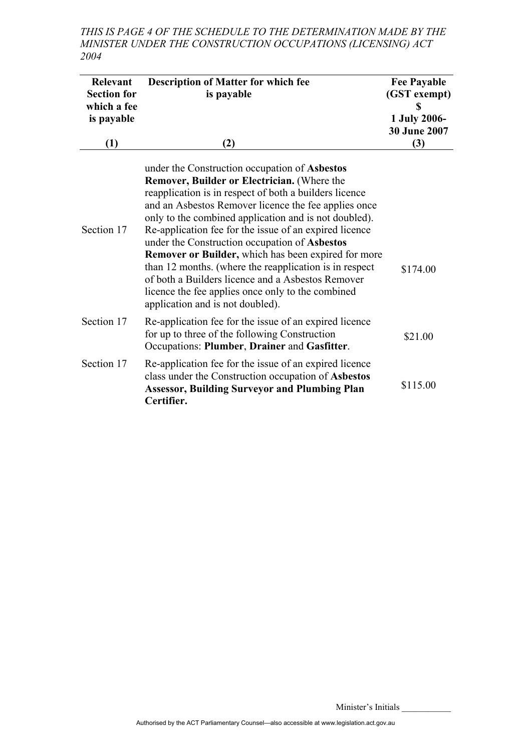*THIS IS PAGE 4 OF THE SCHEDULE TO THE DETERMINATION MADE BY THE MINISTER UNDER THE CONSTRUCTION OCCUPATIONS (LICENSING) ACT 2004*

| Relevant Section for which a fee is payable | Description of Matter for which fee is payable | Fee Payable (GST exempt) $ 1 July 2006-30 June 2007 |
|---|---|---|
| (1) | (2) | (3) |
| | under the Construction occupation of **Asbestos Remover, Builder or Electrician.** (Where the reapplication is in respect of both a builders licence and an Asbestos Remover licence the fee applies once only to the combined application and is not doubled). | |
| Section 17 | Re-application fee for the issue of an expired licence under the Construction occupation of **Asbestos Remover or Builder,** which has been expired for more than 12 months. (where the reapplication is in respect of both a Builders licence and a Asbestos Remover licence the fee applies once only to the combined application and is not doubled). | $174.00 |
| Section 17 | Re-application fee for the issue of an expired licence for up to three of the following Construction Occupations: **Plumber**, **Drainer** and **Gasfitter**. | $21.00 |
| Section 17 | Re-application fee for the issue of an expired licence class under the Construction occupation of **Asbestos Assessor, Building Surveyor and Plumbing Plan Certifier.** | $115.00 |

Minister's Initials ___________